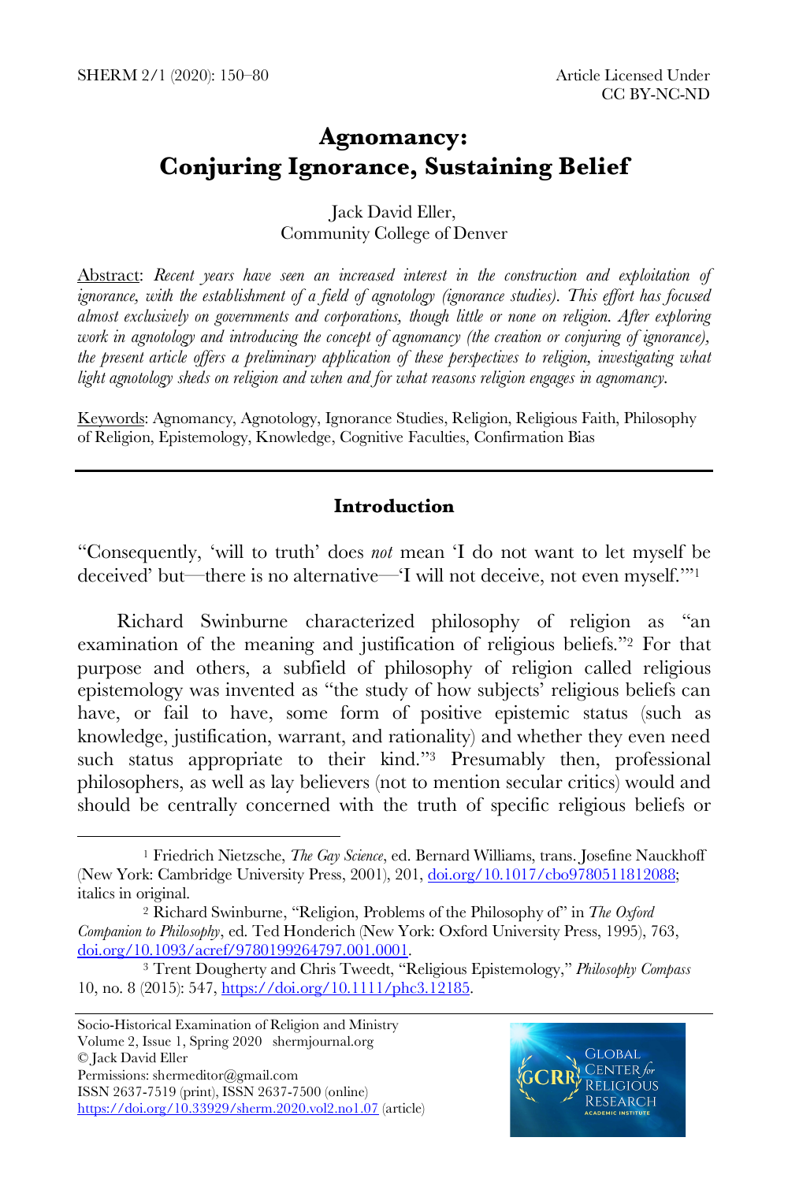# Agnomancy: Conjuring Ignorance, Sustaining Belief

Jack David Eller,
Community College of Denver

Abstract: *Recent years have seen an increased interest in the construction and exploitation of ignorance, with the establishment of a field of agnotology (ignorance studies). This effort has focused almost exclusively on governments and corporations, though little or none on religion. After exploring work in agnotology and introducing the concept of agnomancy (the creation or conjuring of ignorance), the present article offers a preliminary application of these perspectives to religion, investigating what light agnotology sheds on religion and when and for what reasons religion engages in agnomancy.*

Keywords: Agnomancy, Agnotology, Ignorance Studies, Religion, Religious Faith, Philosophy of Religion, Epistemology, Knowledge, Cognitive Faculties, Confirmation Bias

## Introduction

"Consequently, 'will to truth' does *not* mean 'I do not want to let myself be deceived' but—there is no alternative—'I will not deceive, not even myself.'"[1]

Richard Swinburne characterized philosophy of religion as "an examination of the meaning and justification of religious beliefs."[2] For that purpose and others, a subfield of philosophy of religion called religious epistemology was invented as "the study of how subjects' religious beliefs can have, or fail to have, some form of positive epistemic status (such as knowledge, justification, warrant, and rationality) and whether they even need such status appropriate to their kind."[3] Presumably then, professional philosophers, as well as lay believers (not to mention secular critics) would and should be centrally concerned with the truth of specific religious beliefs or

---

[1] Friedrich Nietzsche, *The Gay Science*, ed. Bernard Williams, trans. Josefine Nauckhoff (New York: Cambridge University Press, 2001), 201, doi.org/10.1017/cbo9780511812088; italics in original.

[2] Richard Swinburne, "Religion, Problems of the Philosophy of" in *The Oxford Companion to Philosophy*, ed. Ted Honderich (New York: Oxford University Press, 1995), 763, doi.org/10.1093/acref/9780199264797.001.0001.

[3] Trent Dougherty and Chris Tweedt, "Religious Epistemology," *Philosophy Compass* 10, no. 8 (2015): 547, https://doi.org/10.1111/phc3.12185.

Socio-Historical Examination of Religion and Ministry
Volume 2, Issue 1, Spring 2020 shermjournal.org
© Jack David Eller
Permissions: shermeditor@gmail.com
ISSN 2637-7519 (print), ISSN 2637-7500 (online)
https://doi.org/10.33929/sherm.2020.vol2.no1.07 (article)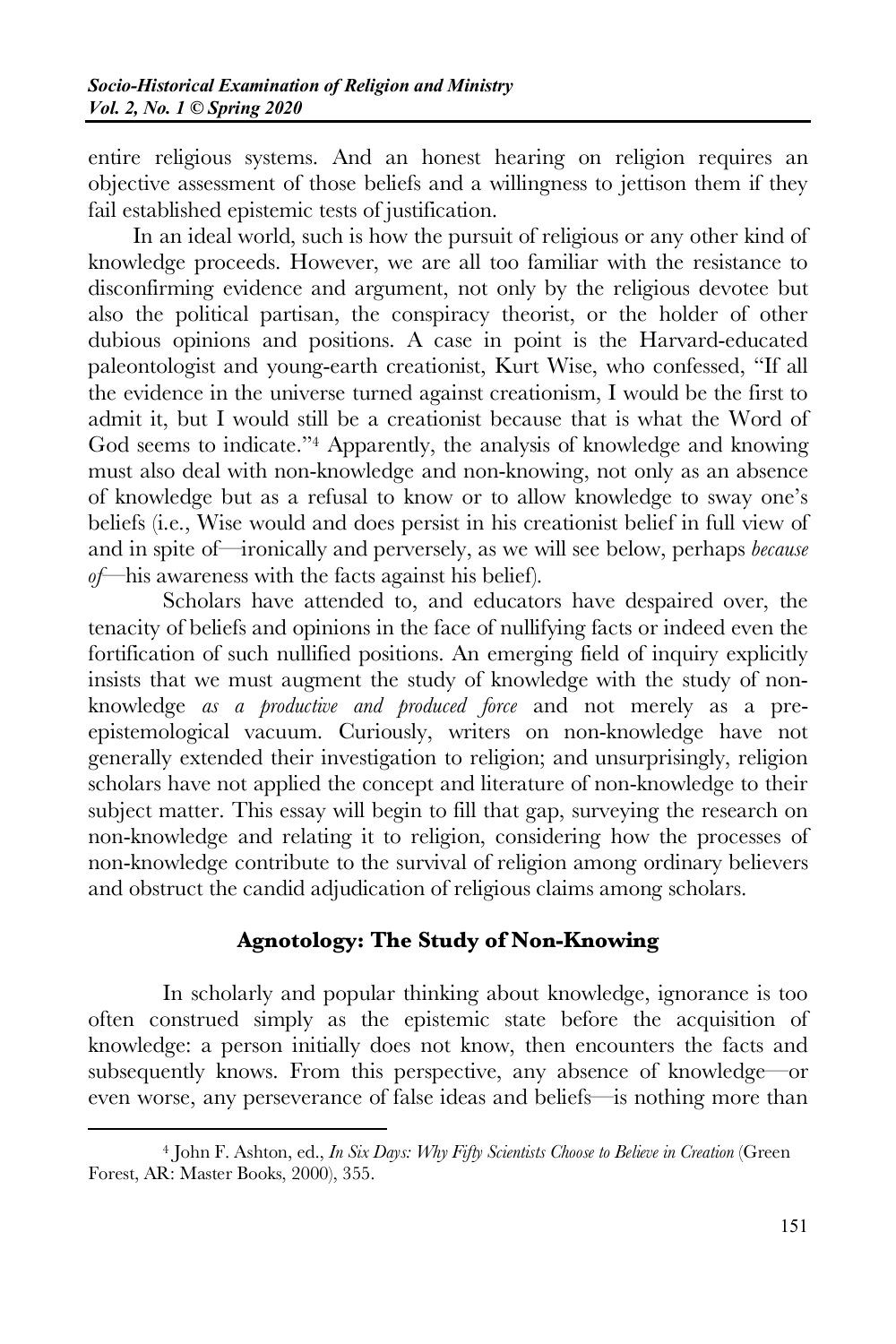entire religious systems. And an honest hearing on religion requires an objective assessment of those beliefs and a willingness to jettison them if they fail established epistemic tests of justification.

In an ideal world, such is how the pursuit of religious or any other kind of knowledge proceeds. However, we are all too familiar with the resistance to disconfirming evidence and argument, not only by the religious devotee but also the political partisan, the conspiracy theorist, or the holder of other dubious opinions and positions. A case in point is the Harvard-educated paleontologist and young-earth creationist, Kurt Wise, who confessed, "If all the evidence in the universe turned against creationism, I would be the first to admit it, but I would still be a creationist because that is what the Word of God seems to indicate."[4] Apparently, the analysis of knowledge and knowing must also deal with non-knowledge and non-knowing, not only as an absence of knowledge but as a refusal to know or to allow knowledge to sway one's beliefs (i.e., Wise would and does persist in his creationist belief in full view of and in spite of—ironically and perversely, as we will see below, perhaps *because of*—his awareness with the facts against his belief).

Scholars have attended to, and educators have despaired over, the tenacity of beliefs and opinions in the face of nullifying facts or indeed even the fortification of such nullified positions. An emerging field of inquiry explicitly insists that we must augment the study of knowledge with the study of non-knowledge *as a productive and produced force* and not merely as a pre-epistemological vacuum. Curiously, writers on non-knowledge have not generally extended their investigation to religion; and unsurprisingly, religion scholars have not applied the concept and literature of non-knowledge to their subject matter. This essay will begin to fill that gap, surveying the research on non-knowledge and relating it to religion, considering how the processes of non-knowledge contribute to the survival of religion among ordinary believers and obstruct the candid adjudication of religious claims among scholars.

## Agnotology: The Study of Non-Knowing

In scholarly and popular thinking about knowledge, ignorance is too often construed simply as the epistemic state before the acquisition of knowledge: a person initially does not know, then encounters the facts and subsequently knows. From this perspective, any absence of knowledge—or even worse, any perseverance of false ideas and beliefs—is nothing more than

[4] John F. Ashton, ed., *In Six Days: Why Fifty Scientists Choose to Believe in Creation* (Green Forest, AR: Master Books, 2000), 355.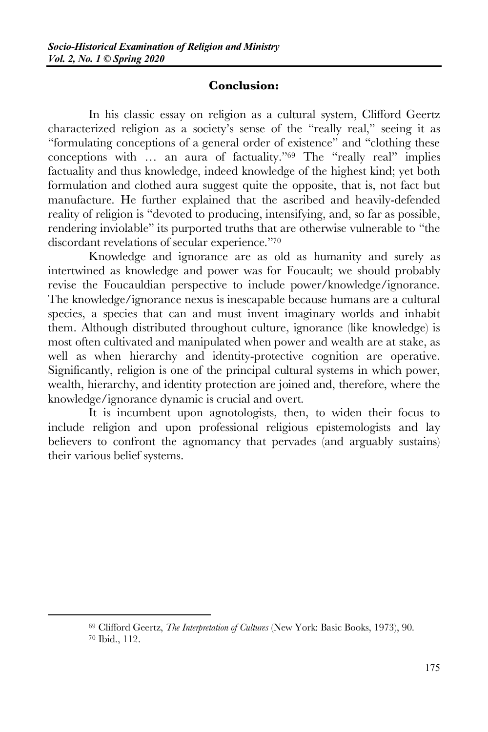## Conclusion:

In his classic essay on religion as a cultural system, Clifford Geertz characterized religion as a society's sense of the "really real," seeing it as "formulating conceptions of a general order of existence" and "clothing these conceptions with … an aura of factuality."[69] The "really real" implies factuality and thus knowledge, indeed knowledge of the highest kind; yet both formulation and clothed aura suggest quite the opposite, that is, not fact but manufacture. He further explained that the ascribed and heavily-defended reality of religion is "devoted to producing, intensifying, and, so far as possible, rendering inviolable" its purported truths that are otherwise vulnerable to "the discordant revelations of secular experience."[70]

Knowledge and ignorance are as old as humanity and surely as intertwined as knowledge and power was for Foucault; we should probably revise the Foucauldian perspective to include power/knowledge/ignorance. The knowledge/ignorance nexus is inescapable because humans are a cultural species, a species that can and must invent imaginary worlds and inhabit them. Although distributed throughout culture, ignorance (like knowledge) is most often cultivated and manipulated when power and wealth are at stake, as well as when hierarchy and identity-protective cognition are operative. Significantly, religion is one of the principal cultural systems in which power, wealth, hierarchy, and identity protection are joined and, therefore, where the knowledge/ignorance dynamic is crucial and overt.

It is incumbent upon agnotologists, then, to widen their focus to include religion and upon professional religious epistemologists and lay believers to confront the agnomancy that pervades (and arguably sustains) their various belief systems.

---

[69] Clifford Geertz, *The Interpretation of Cultures* (New York: Basic Books, 1973), 90.

[70] Ibid., 112.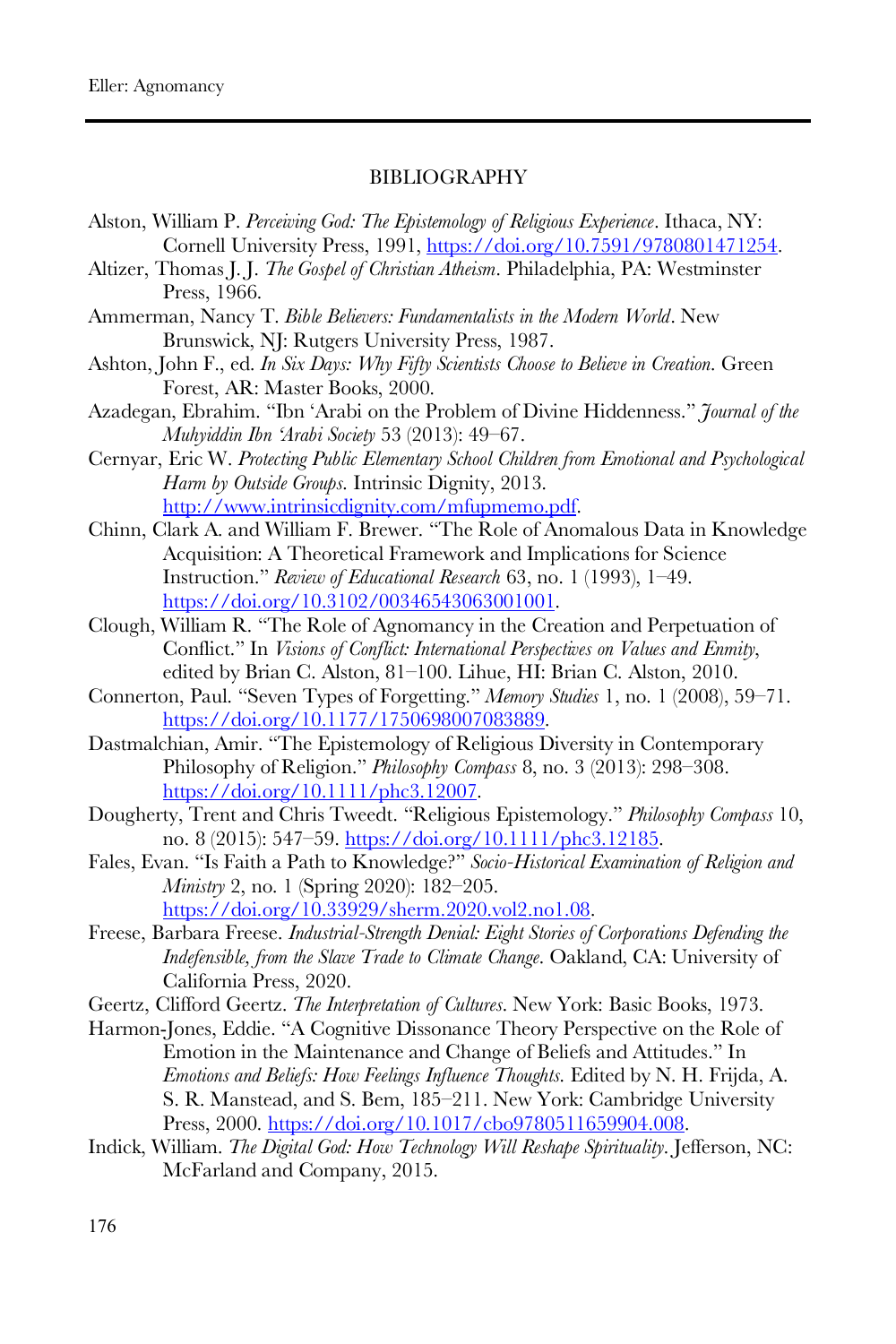## BIBLIOGRAPHY

Alston, William P. *Perceiving God: The Epistemology of Religious Experience*. Ithaca, NY: Cornell University Press, 1991, https://doi.org/10.7591/9780801471254.

Altizer, Thomas J. J. *The Gospel of Christian Atheism*. Philadelphia, PA: Westminster Press, 1966.

Ammerman, Nancy T. *Bible Believers: Fundamentalists in the Modern World*. New Brunswick, NJ: Rutgers University Press, 1987.

Ashton, John F., ed. *In Six Days: Why Fifty Scientists Choose to Believe in Creation*. Green Forest, AR: Master Books, 2000.

Azadegan, Ebrahim. "Ibn 'Arabi on the Problem of Divine Hiddenness." *Journal of the Muhyiddin Ibn 'Arabi Society* 53 (2013): 49–67.

Cernyar, Eric W. *Protecting Public Elementary School Children from Emotional and Psychological Harm by Outside Groups*. Intrinsic Dignity, 2013. http://www.intrinsicdignity.com/mfupmemo.pdf.

Chinn, Clark A. and William F. Brewer. "The Role of Anomalous Data in Knowledge Acquisition: A Theoretical Framework and Implications for Science Instruction." *Review of Educational Research* 63, no. 1 (1993), 1–49. https://doi.org/10.3102/00346543063001001.

Clough, William R. "The Role of Agnomancy in the Creation and Perpetuation of Conflict." In *Visions of Conflict: International Perspectives on Values and Enmity*, edited by Brian C. Alston, 81–100. Lihue, HI: Brian C. Alston, 2010.

Connerton, Paul. "Seven Types of Forgetting." *Memory Studies* 1, no. 1 (2008), 59–71. https://doi.org/10.1177/1750698007083889.

Dastmalchian, Amir. "The Epistemology of Religious Diversity in Contemporary Philosophy of Religion." *Philosophy Compass* 8, no. 3 (2013): 298–308. https://doi.org/10.1111/phc3.12007.

Dougherty, Trent and Chris Tweedt. "Religious Epistemology." *Philosophy Compass* 10, no. 8 (2015): 547–59. https://doi.org/10.1111/phc3.12185.

Fales, Evan. "Is Faith a Path to Knowledge?" *Socio-Historical Examination of Religion and Ministry* 2, no. 1 (Spring 2020): 182–205. https://doi.org/10.33929/sherm.2020.vol2.no1.08.

Freese, Barbara Freese. *Industrial-Strength Denial: Eight Stories of Corporations Defending the Indefensible, from the Slave Trade to Climate Change*. Oakland, CA: University of California Press, 2020.

Geertz, Clifford Geertz. *The Interpretation of Cultures*. New York: Basic Books, 1973.

Harmon-Jones, Eddie. "A Cognitive Dissonance Theory Perspective on the Role of Emotion in the Maintenance and Change of Beliefs and Attitudes." In *Emotions and Beliefs: How Feelings Influence Thoughts*. Edited by N. H. Frijda, A. S. R. Manstead, and S. Bem, 185–211. New York: Cambridge University Press, 2000. https://doi.org/10.1017/cbo9780511659904.008.

Indick, William. *The Digital God: How Technology Will Reshape Spirituality*. Jefferson, NC: McFarland and Company, 2015.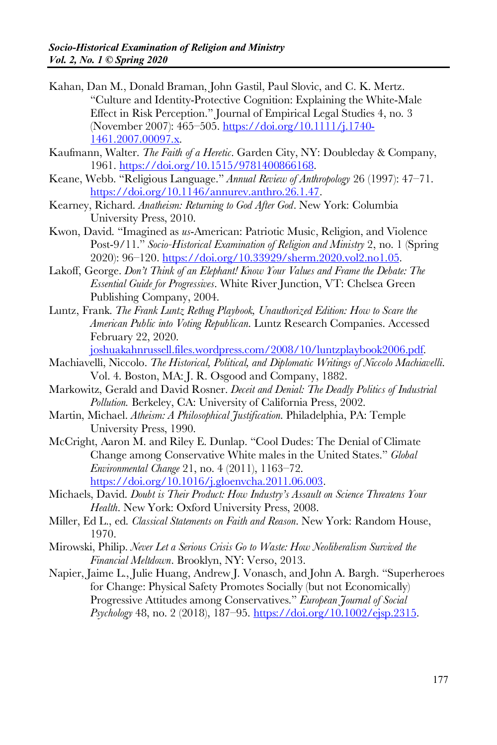Kahan, Dan M., Donald Braman, John Gastil, Paul Slovic, and C. K. Mertz. "Culture and Identity-Protective Cognition: Explaining the White-Male Effect in Risk Perception." Journal of Empirical Legal Studies 4, no. 3 (November 2007): 465–505. https://doi.org/10.1111/j.1740-1461.2007.00097.x.

Kaufmann, Walter. *The Faith of a Heretic*. Garden City, NY: Doubleday & Company, 1961. https://doi.org/10.1515/9781400866168.

Keane, Webb. "Religious Language." *Annual Review of Anthropology* 26 (1997): 47–71. https://doi.org/10.1146/annurev.anthro.26.1.47.

Kearney, Richard. *Anatheism: Returning to God After God*. New York: Columbia University Press, 2010.

Kwon, David. "Imagined as *us*-American: Patriotic Music, Religion, and Violence Post-9/11." *Socio-Historical Examination of Religion and Ministry* 2, no. 1 (Spring 2020): 96–120. https://doi.org/10.33929/sherm.2020.vol2.no1.05.

Lakoff, George. *Don't Think of an Elephant! Know Your Values and Frame the Debate: The Essential Guide for Progressives*. White River Junction, VT: Chelsea Green Publishing Company, 2004.

Luntz, Frank. *The Frank Luntz Rethug Playbook, Unauthorized Edition: How to Scare the American Public into Voting Republican.* Luntz Research Companies. Accessed February 22, 2020. joshuakahnrussell.files.wordpress.com/2008/10/luntzplaybook2006.pdf.

Machiavelli, Niccolo. *The Historical, Political, and Diplomatic Writings of Niccolo Machiavelli*. Vol. 4. Boston, MA: J. R. Osgood and Company, 1882.

Markowitz, Gerald and David Rosner. *Deceit and Denial: The Deadly Politics of Industrial Pollution.* Berkeley, CA: University of California Press, 2002.

Martin, Michael. *Atheism: A Philosophical Justification.* Philadelphia, PA: Temple University Press, 1990.

McCright, Aaron M. and Riley E. Dunlap. "Cool Dudes: The Denial of Climate Change among Conservative White males in the United States." *Global Environmental Change* 21, no. 4 (2011), 1163–72. https://doi.org/10.1016/j.gloenvcha.2011.06.003.

Michaels, David. *Doubt is Their Product: How Industry's Assault on Science Threatens Your Health*. New York: Oxford University Press, 2008.

Miller, Ed L., ed. *Classical Statements on Faith and Reason*. New York: Random House, 1970.

Mirowski, Philip. *Never Let a Serious Crisis Go to Waste: How Neoliberalism Survived the Financial Meltdown*. Brooklyn, NY: Verso, 2013.

Napier, Jaime L., Julie Huang, Andrew J. Vonasch, and John A. Bargh. "Superheroes for Change: Physical Safety Promotes Socially (but not Economically) Progressive Attitudes among Conservatives." *European Journal of Social Psychology* 48, no. 2 (2018), 187–95. https://doi.org/10.1002/ejsp.2315.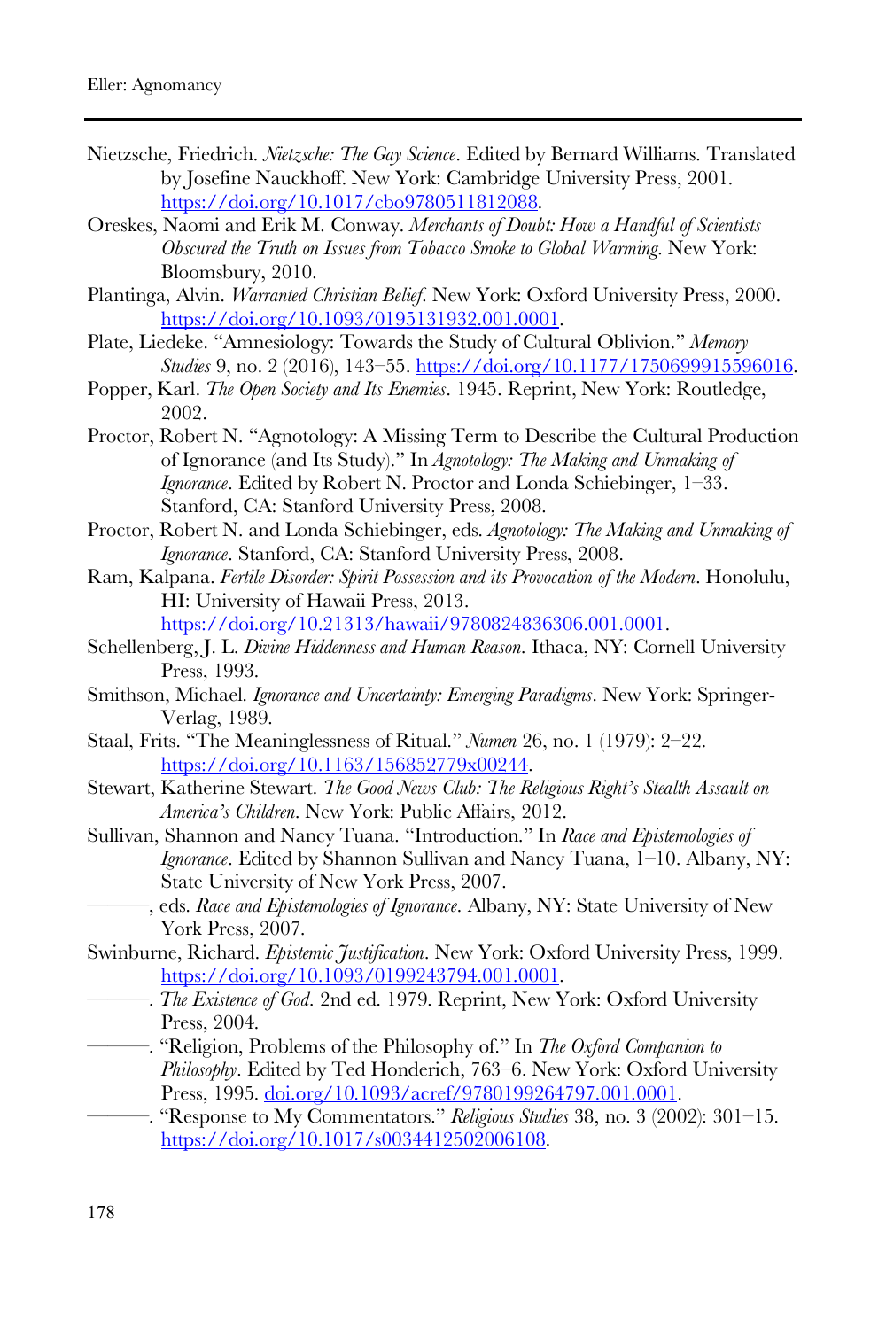Nietzsche, Friedrich. *Nietzsche: The Gay Science*. Edited by Bernard Williams. Translated by Josefine Nauckhoff. New York: Cambridge University Press, 2001. https://doi.org/10.1017/cbo9780511812088.

Oreskes, Naomi and Erik M. Conway. *Merchants of Doubt: How a Handful of Scientists Obscured the Truth on Issues from Tobacco Smoke to Global Warming*. New York: Bloomsbury, 2010.

Plantinga, Alvin. *Warranted Christian Belief*. New York: Oxford University Press, 2000. https://doi.org/10.1093/0195131932.001.0001.

Plate, Liedeke. "Amnesiology: Towards the Study of Cultural Oblivion." *Memory Studies* 9, no. 2 (2016), 143–55. https://doi.org/10.1177/1750699915596016.

Popper, Karl. *The Open Society and Its Enemies*. 1945. Reprint, New York: Routledge, 2002.

Proctor, Robert N. "Agnotology: A Missing Term to Describe the Cultural Production of Ignorance (and Its Study)." In *Agnotology: The Making and Unmaking of Ignorance*. Edited by Robert N. Proctor and Londa Schiebinger, 1–33. Stanford, CA: Stanford University Press, 2008.

Proctor, Robert N. and Londa Schiebinger, eds. *Agnotology: The Making and Unmaking of Ignorance*. Stanford, CA: Stanford University Press, 2008.

Ram, Kalpana. *Fertile Disorder: Spirit Possession and its Provocation of the Modern*. Honolulu, HI: University of Hawaii Press, 2013. https://doi.org/10.21313/hawaii/9780824836306.001.0001.

Schellenberg, J. L. *Divine Hiddenness and Human Reason*. Ithaca, NY: Cornell University Press, 1993.

Smithson, Michael. *Ignorance and Uncertainty: Emerging Paradigms*. New York: Springer-Verlag, 1989.

Staal, Frits. "The Meaninglessness of Ritual." *Numen* 26, no. 1 (1979): 2–22. https://doi.org/10.1163/156852779x00244.

Stewart, Katherine Stewart. *The Good News Club: The Religious Right's Stealth Assault on America's Children*. New York: Public Affairs, 2012.

Sullivan, Shannon and Nancy Tuana. "Introduction." In *Race and Epistemologies of Ignorance*. Edited by Shannon Sullivan and Nancy Tuana, 1–10. Albany, NY: State University of New York Press, 2007.

———, eds. *Race and Epistemologies of Ignorance*. Albany, NY: State University of New York Press, 2007.

Swinburne, Richard. *Epistemic Justification*. New York: Oxford University Press, 1999. https://doi.org/10.1093/0199243794.001.0001.

———. *The Existence of God*. 2nd ed. 1979. Reprint, New York: Oxford University Press, 2004.

———. "Religion, Problems of the Philosophy of." In *The Oxford Companion to Philosophy*. Edited by Ted Honderich, 763–6. New York: Oxford University Press, 1995. doi.org/10.1093/acref/9780199264797.001.0001.

———. "Response to My Commentators." *Religious Studies* 38, no. 3 (2002): 301–15. https://doi.org/10.1017/s0034412502006108.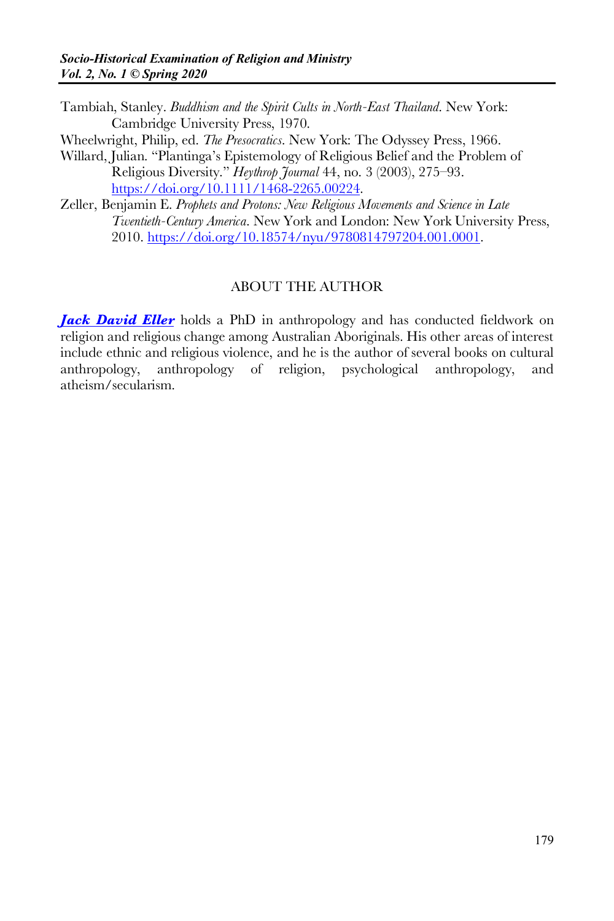Tambiah, Stanley. *Buddhism and the Spirit Cults in North-East Thailand*. New York: Cambridge University Press, 1970.

Wheelwright, Philip, ed. *The Presocratics*. New York: The Odyssey Press, 1966.

Willard, Julian. "Plantinga's Epistemology of Religious Belief and the Problem of Religious Diversity." *Heythrop Journal* 44, no. 3 (2003), 275–93. https://doi.org/10.1111/1468-2265.00224.

Zeller, Benjamin E. *Prophets and Protons: New Religious Movements and Science in Late Twentieth-Century America*. New York and London: New York University Press, 2010. https://doi.org/10.18574/nyu/9780814797204.001.0001.

ABOUT THE AUTHOR

***Jack David Eller*** holds a PhD in anthropology and has conducted fieldwork on religion and religious change among Australian Aboriginals. His other areas of interest include ethnic and religious violence, and he is the author of several books on cultural anthropology, anthropology of religion, psychological anthropology, and atheism/secularism.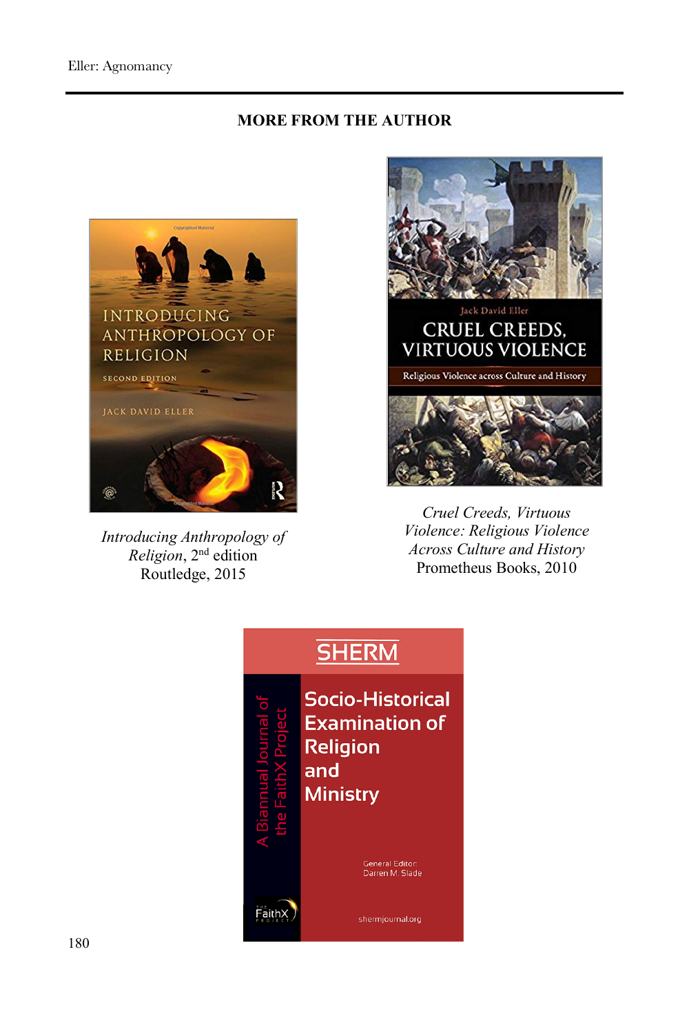## MORE FROM THE AUTHOR

*Introducing Anthropology of Religion*, 2nd edition
Routledge, 2015

*Cruel Creeds, Virtuous Violence: Religious Violence Across Culture and History*
Prometheus Books, 2010